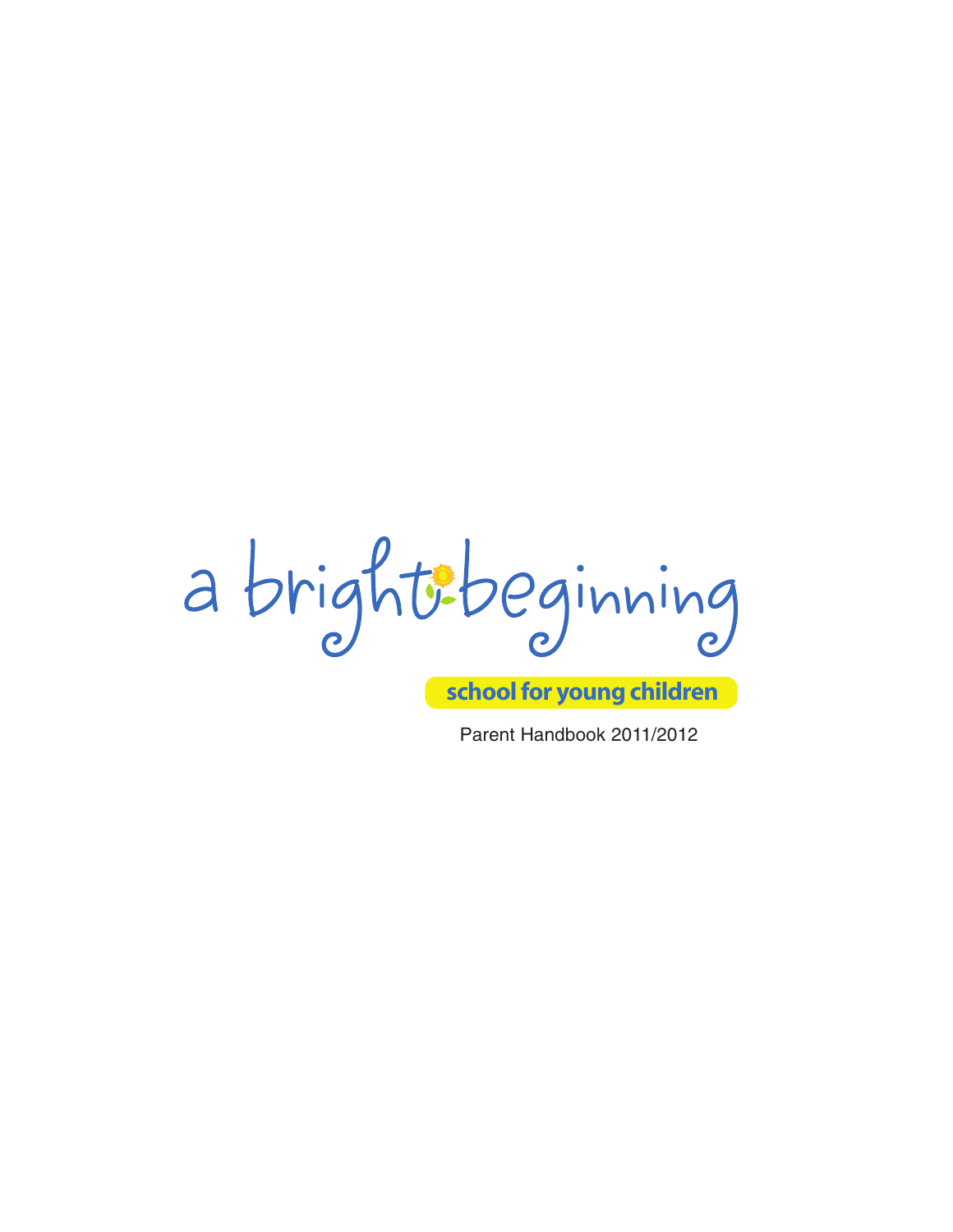# a bright beginning

**school for young children**

Parent Handbook 2011/2012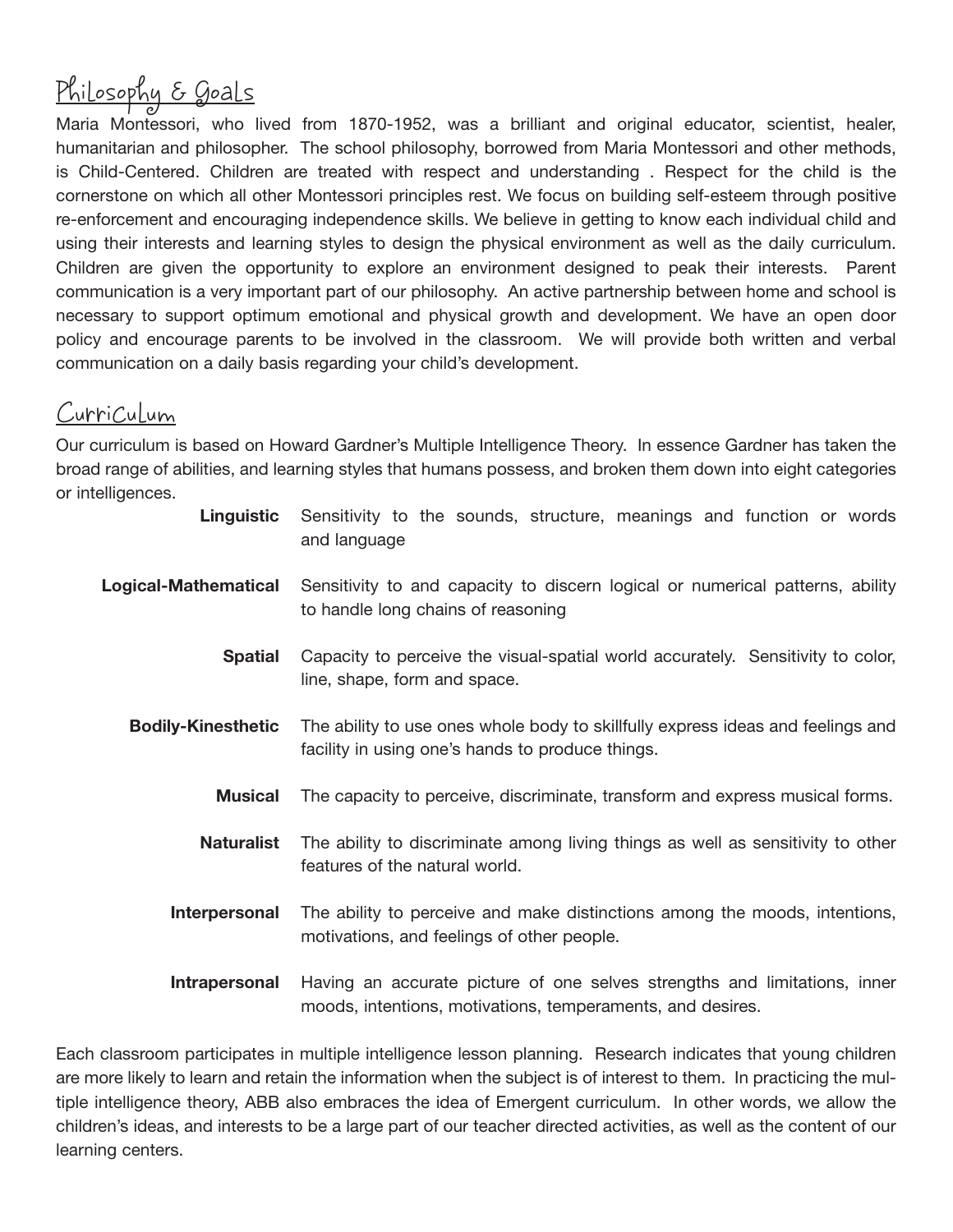## Philosophy & Goals

Maria Montessori, who lived from 1870-1952, was a brilliant and original educator, scientist, healer, humanitarian and philosopher. The school philosophy, borrowed from Maria Montessori and other methods, is Child-Centered. Children are treated with respect and understanding . Respect for the child is the cornerstone on which all other Montessori principles rest. We focus on building self-esteem through positive re-enforcement and encouraging independence skills. We believe in getting to know each individual child and using their interests and learning styles to design the physical environment as well as the daily curriculum. Children are given the opportunity to explore an environment designed to peak their interests. Parent communication is a very important part of our philosophy. An active partnership between home and school is necessary to support optimum emotional and physical growth and development. We have an open door policy and encourage parents to be involved in the classroom. We will provide both written and verbal communication on a daily basis regarding your child's development.

## Curriculum

Our curriculum is based on Howard Gardner's Multiple Intelligence Theory. In essence Gardner has taken the broad range of abilities, and learning styles that humans possess, and broken them down into eight categories or intelligences.

| | |
|---|---|
| **Linguistic** | Sensitivity to the sounds, structure, meanings and function or words and language |
| **Logical-Mathematical** | Sensitivity to and capacity to discern logical or numerical patterns, ability to handle long chains of reasoning |
| **Spatial** | Capacity to perceive the visual-spatial world accurately. Sensitivity to color, line, shape, form and space. |
| **Bodily-Kinesthetic** | The ability to use ones whole body to skillfully express ideas and feelings and facility in using one's hands to produce things. |
| **Musical** | The capacity to perceive, discriminate, transform and express musical forms. |
| **Naturalist** | The ability to discriminate among living things as well as sensitivity to other features of the natural world. |
| **Interpersonal** | The ability to perceive and make distinctions among the moods, intentions, motivations, and feelings of other people. |
| **Intrapersonal** | Having an accurate picture of one selves strengths and limitations, inner moods, intentions, motivations, temperaments, and desires. |

Each classroom participates in multiple intelligence lesson planning. Research indicates that young children are more likely to learn and retain the information when the subject is of interest to them. In practicing the multiple intelligence theory, ABB also embraces the idea of Emergent curriculum. In other words, we allow the children's ideas, and interests to be a large part of our teacher directed activities, as well as the content of our learning centers.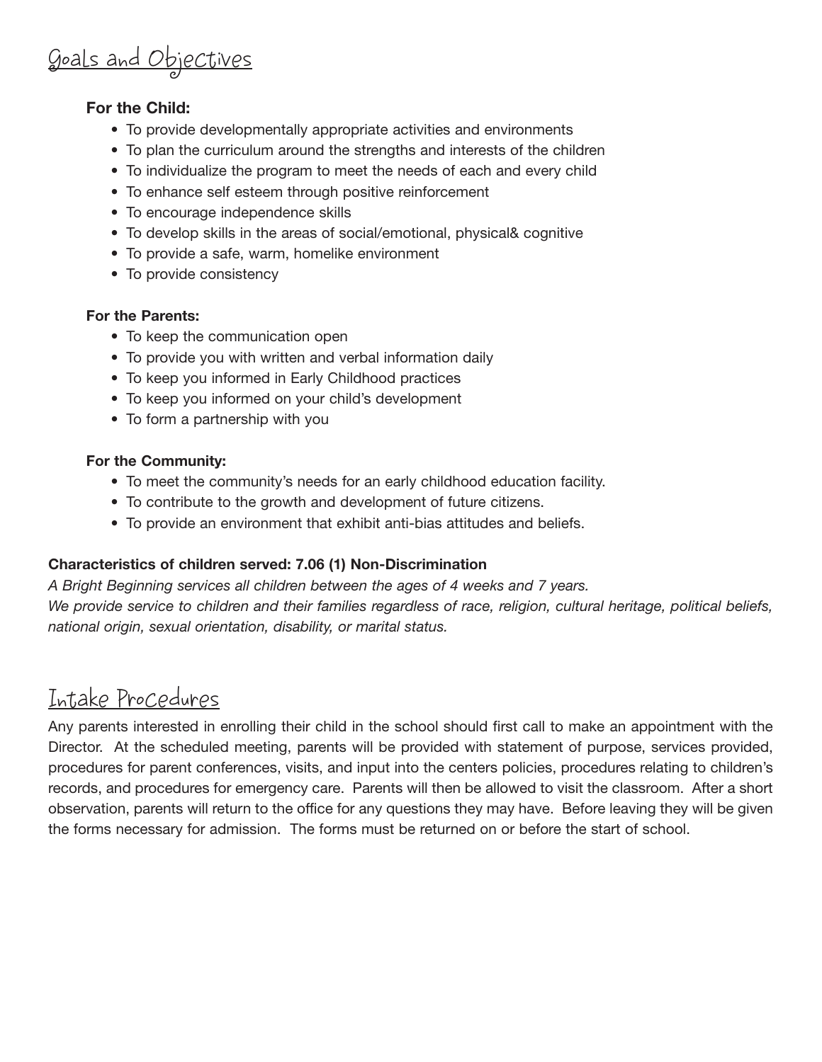## Goals and Objectives

**For the Child:**

- To provide developmentally appropriate activities and environments
- To plan the curriculum around the strengths and interests of the children
- To individualize the program to meet the needs of each and every child
- To enhance self esteem through positive reinforcement
- To encourage independence skills
- To develop skills in the areas of social/emotional, physical& cognitive
- To provide a safe, warm, homelike environment
- To provide consistency

**For the Parents:**

- To keep the communication open
- To provide you with written and verbal information daily
- To keep you informed in Early Childhood practices
- To keep you informed on your child's development
- To form a partnership with you

**For the Community:**

- To meet the community's needs for an early childhood education facility.
- To contribute to the growth and development of future citizens.
- To provide an environment that exhibit anti-bias attitudes and beliefs.

**Characteristics of children served: 7.06 (1) Non-Discrimination**

*A Bright Beginning services all children between the ages of 4 weeks and 7 years.*
*We provide service to children and their families regardless of race, religion, cultural heritage, political beliefs, national origin, sexual orientation, disability, or marital status.*

## Intake Procedures

Any parents interested in enrolling their child in the school should first call to make an appointment with the Director. At the scheduled meeting, parents will be provided with statement of purpose, services provided, procedures for parent conferences, visits, and input into the centers policies, procedures relating to children's records, and procedures for emergency care. Parents will then be allowed to visit the classroom. After a short observation, parents will return to the office for any questions they may have. Before leaving they will be given the forms necessary for admission. The forms must be returned on or before the start of school.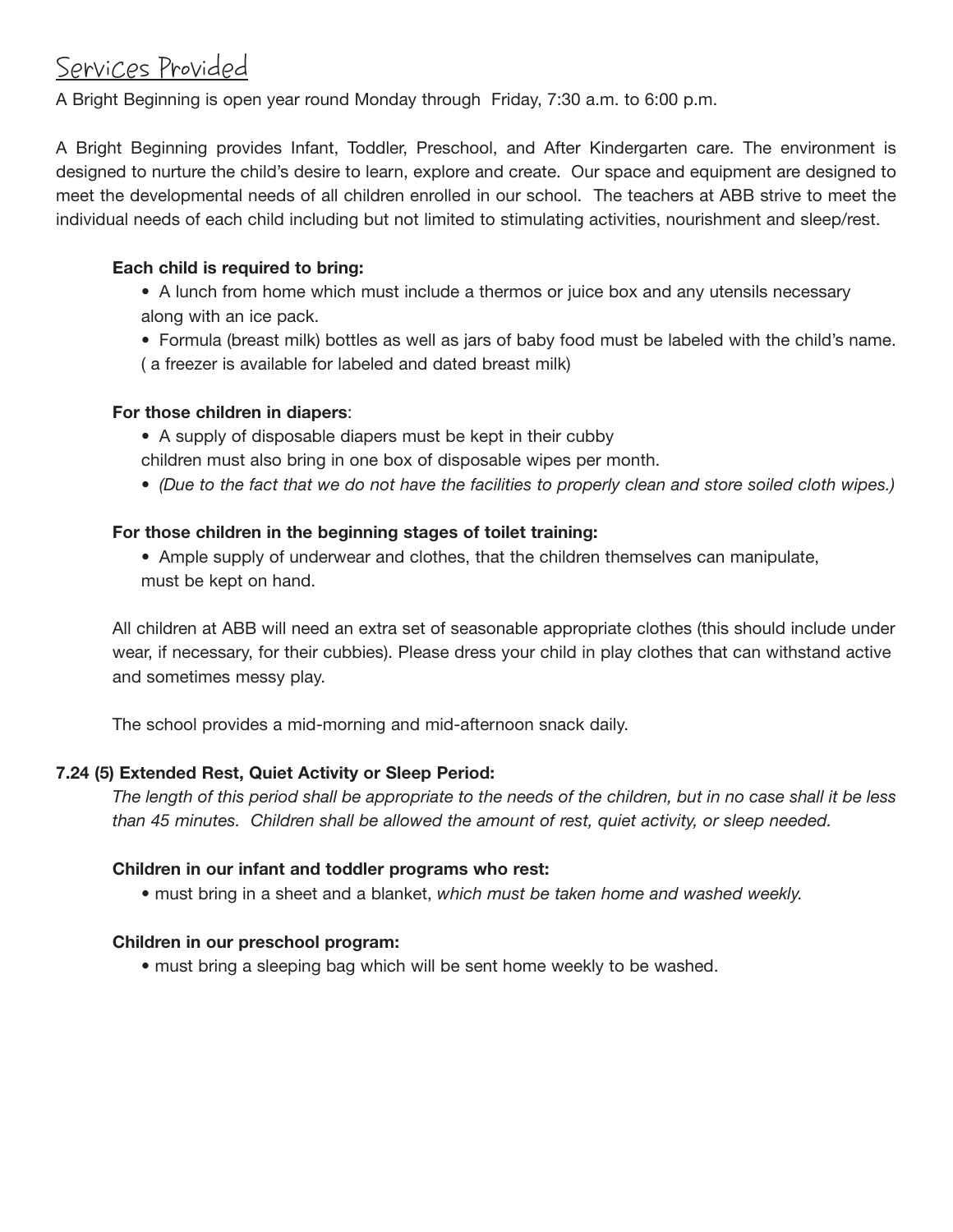# Services Provided

A Bright Beginning is open year round Monday through Friday, 7:30 a.m. to 6:00 p.m.

A Bright Beginning provides Infant, Toddler, Preschool, and After Kindergarten care. The environment is designed to nurture the child's desire to learn, explore and create. Our space and equipment are designed to meet the developmental needs of all children enrolled in our school. The teachers at ABB strive to meet the individual needs of each child including but not limited to stimulating activities, nourishment and sleep/rest.

**Each child is required to bring:**

- A lunch from home which must include a thermos or juice box and any utensils necessary along with an ice pack.
- Formula (breast milk) bottles as well as jars of baby food must be labeled with the child's name. ( a freezer is available for labeled and dated breast milk)

**For those children in diapers**:

- A supply of disposable diapers must be kept in their cubby children must also bring in one box of disposable wipes per month.
- *(Due to the fact that we do not have the facilities to properly clean and store soiled cloth wipes.)*

**For those children in the beginning stages of toilet training:**

- Ample supply of underwear and clothes, that the children themselves can manipulate, must be kept on hand.

All children at ABB will need an extra set of seasonable appropriate clothes (this should include under wear, if necessary, for their cubbies). Please dress your child in play clothes that can withstand active and sometimes messy play.

The school provides a mid-morning and mid-afternoon snack daily.

**7.24 (5) Extended Rest, Quiet Activity or Sleep Period:**

*The length of this period shall be appropriate to the needs of the children, but in no case shall it be less than 45 minutes. Children shall be allowed the amount of rest, quiet activity, or sleep needed.*

**Children in our infant and toddler programs who rest:**

- must bring in a sheet and a blanket, *which must be taken home and washed weekly.*

**Children in our preschool program:**

- must bring a sleeping bag which will be sent home weekly to be washed.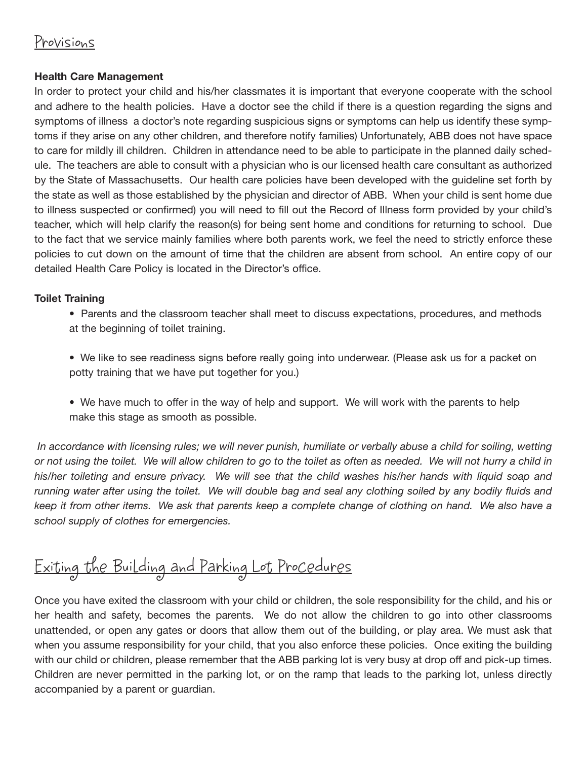# Provisions

**Health Care Management**

In order to protect your child and his/her classmates it is important that everyone cooperate with the school and adhere to the health policies. Have a doctor see the child if there is a question regarding the signs and symptoms of illness a doctor's note regarding suspicious signs or symptoms can help us identify these symptoms if they arise on any other children, and therefore notify families) Unfortunately, ABB does not have space to care for mildly ill children. Children in attendance need to be able to participate in the planned daily schedule. The teachers are able to consult with a physician who is our licensed health care consultant as authorized by the State of Massachusetts. Our health care policies have been developed with the guideline set forth by the state as well as those established by the physician and director of ABB. When your child is sent home due to illness suspected or confirmed) you will need to fill out the Record of Illness form provided by your child's teacher, which will help clarify the reason(s) for being sent home and conditions for returning to school. Due to the fact that we service mainly families where both parents work, we feel the need to strictly enforce these policies to cut down on the amount of time that the children are absent from school. An entire copy of our detailed Health Care Policy is located in the Director's office.

**Toilet Training**

- Parents and the classroom teacher shall meet to discuss expectations, procedures, and methods at the beginning of toilet training.
- We like to see readiness signs before really going into underwear. (Please ask us for a packet on potty training that we have put together for you.)
- We have much to offer in the way of help and support. We will work with the parents to help make this stage as smooth as possible.

*In accordance with licensing rules; we will never punish, humiliate or verbally abuse a child for soiling, wetting or not using the toilet. We will allow children to go to the toilet as often as needed. We will not hurry a child in his/her toileting and ensure privacy. We will see that the child washes his/her hands with liquid soap and running water after using the toilet. We will double bag and seal any clothing soiled by any bodily fluids and keep it from other items. We ask that parents keep a complete change of clothing on hand. We also have a school supply of clothes for emergencies.*

# Exiting the Building and Parking Lot Procedures

Once you have exited the classroom with your child or children, the sole responsibility for the child, and his or her health and safety, becomes the parents. We do not allow the children to go into other classrooms unattended, or open any gates or doors that allow them out of the building, or play area. We must ask that when you assume responsibility for your child, that you also enforce these policies. Once exiting the building with our child or children, please remember that the ABB parking lot is very busy at drop off and pick-up times. Children are never permitted in the parking lot, or on the ramp that leads to the parking lot, unless directly accompanied by a parent or guardian.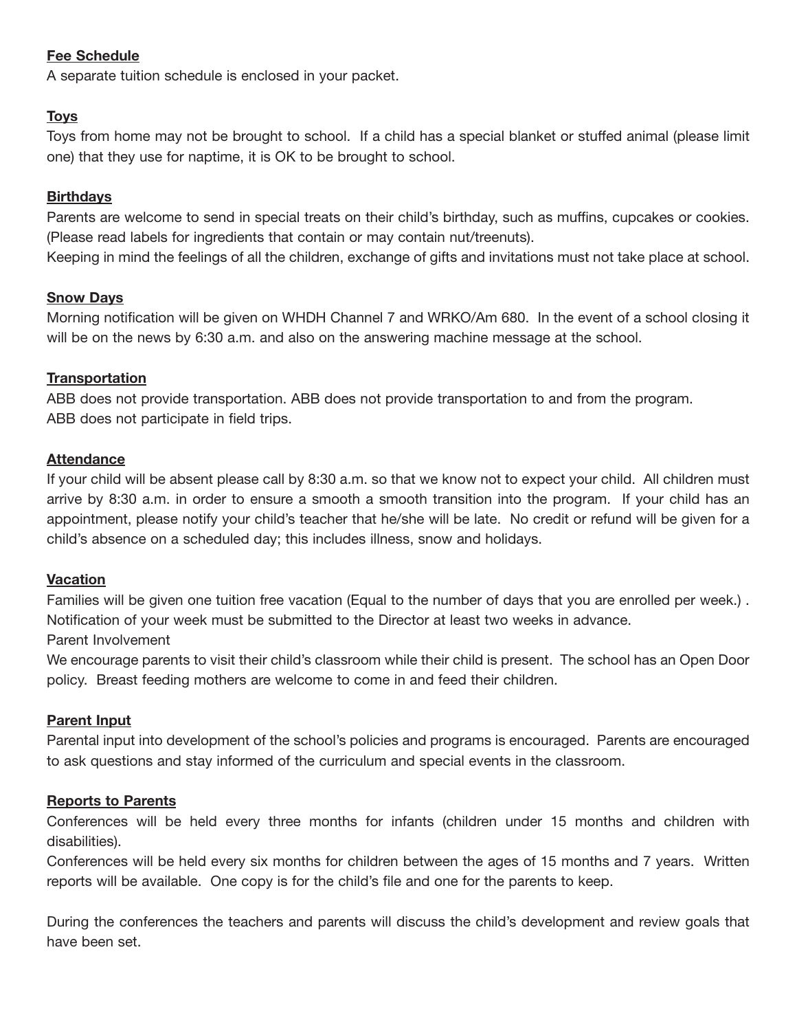**Fee Schedule**

A separate tuition schedule is enclosed in your packet.

**Toys**

Toys from home may not be brought to school. If a child has a special blanket or stuffed animal (please limit one) that they use for naptime, it is OK to be brought to school.

**Birthdays**

Parents are welcome to send in special treats on their child's birthday, such as muffins, cupcakes or cookies. (Please read labels for ingredients that contain or may contain nut/treenuts).
Keeping in mind the feelings of all the children, exchange of gifts and invitations must not take place at school.

**Snow Days**

Morning notification will be given on WHDH Channel 7 and WRKO/Am 680. In the event of a school closing it will be on the news by 6:30 a.m. and also on the answering machine message at the school.

**Transportation**

ABB does not provide transportation. ABB does not provide transportation to and from the program.
ABB does not participate in field trips.

**Attendance**

If your child will be absent please call by 8:30 a.m. so that we know not to expect your child. All children must arrive by 8:30 a.m. in order to ensure a smooth a smooth transition into the program. If your child has an appointment, please notify your child's teacher that he/she will be late. No credit or refund will be given for a child's absence on a scheduled day; this includes illness, snow and holidays.

**Vacation**

Families will be given one tuition free vacation (Equal to the number of days that you are enrolled per week.) . Notification of your week must be submitted to the Director at least two weeks in advance.

Parent Involvement

We encourage parents to visit their child's classroom while their child is present. The school has an Open Door policy. Breast feeding mothers are welcome to come in and feed their children.

**Parent Input**

Parental input into development of the school's policies and programs is encouraged. Parents are encouraged to ask questions and stay informed of the curriculum and special events in the classroom.

**Reports to Parents**

Conferences will be held every three months for infants (children under 15 months and children with disabilities).

Conferences will be held every six months for children between the ages of 15 months and 7 years. Written reports will be available. One copy is for the child's file and one for the parents to keep.

During the conferences the teachers and parents will discuss the child's development and review goals that have been set.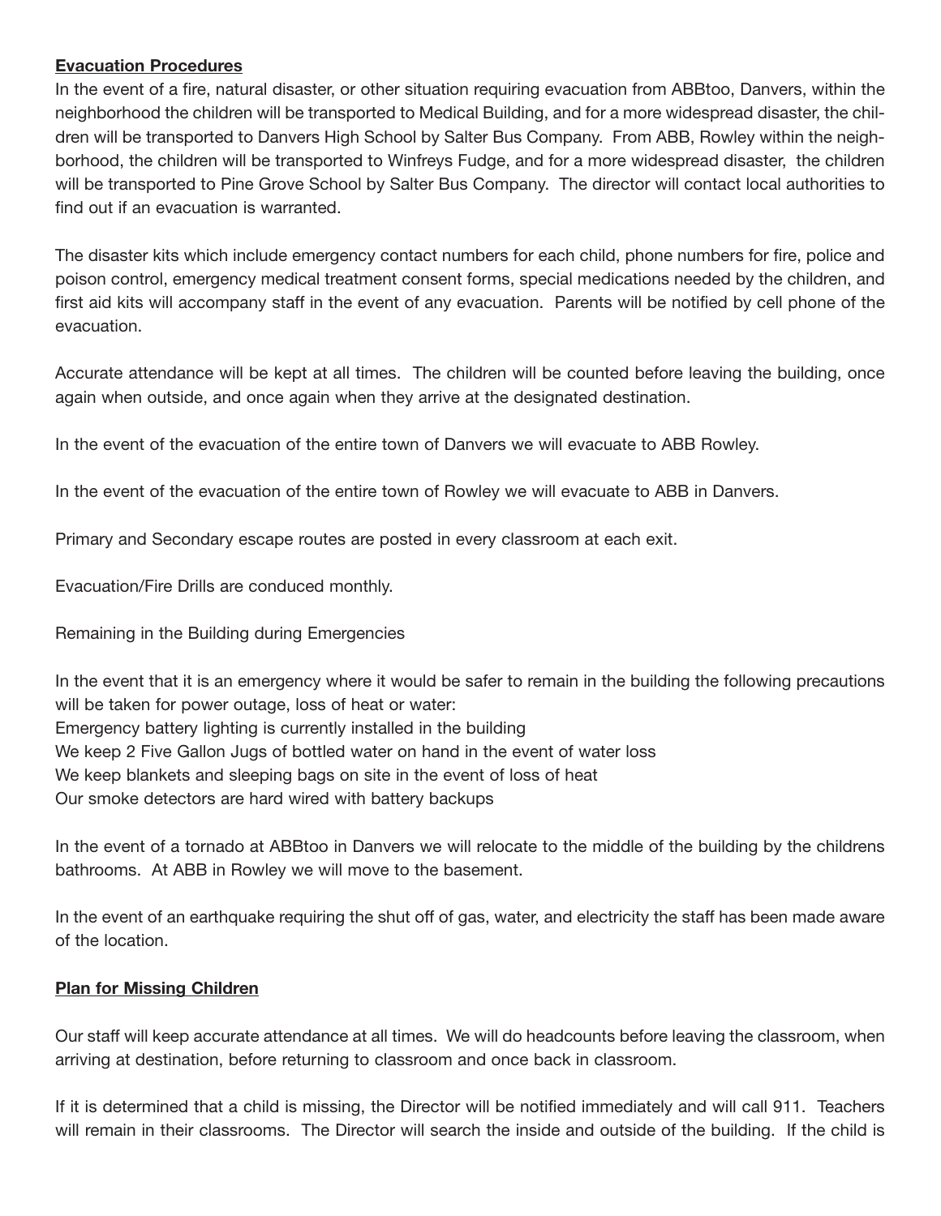## Evacuation Procedures

In the event of a fire, natural disaster, or other situation requiring evacuation from ABBtoo, Danvers, within the neighborhood the children will be transported to Medical Building, and for a more widespread disaster, the children will be transported to Danvers High School by Salter Bus Company. From ABB, Rowley within the neighborhood, the children will be transported to Winfreys Fudge, and for a more widespread disaster, the children will be transported to Pine Grove School by Salter Bus Company. The director will contact local authorities to find out if an evacuation is warranted.

The disaster kits which include emergency contact numbers for each child, phone numbers for fire, police and poison control, emergency medical treatment consent forms, special medications needed by the children, and first aid kits will accompany staff in the event of any evacuation. Parents will be notified by cell phone of the evacuation.

Accurate attendance will be kept at all times. The children will be counted before leaving the building, once again when outside, and once again when they arrive at the designated destination.

In the event of the evacuation of the entire town of Danvers we will evacuate to ABB Rowley.

In the event of the evacuation of the entire town of Rowley we will evacuate to ABB in Danvers.

Primary and Secondary escape routes are posted in every classroom at each exit.

Evacuation/Fire Drills are conduced monthly.

Remaining in the Building during Emergencies

In the event that it is an emergency where it would be safer to remain in the building the following precautions will be taken for power outage, loss of heat or water:
Emergency battery lighting is currently installed in the building
We keep 2 Five Gallon Jugs of bottled water on hand in the event of water loss
We keep blankets and sleeping bags on site in the event of loss of heat
Our smoke detectors are hard wired with battery backups

In the event of a tornado at ABBtoo in Danvers we will relocate to the middle of the building by the childrens bathrooms. At ABB in Rowley we will move to the basement.

In the event of an earthquake requiring the shut off of gas, water, and electricity the staff has been made aware of the location.

## Plan for Missing Children

Our staff will keep accurate attendance at all times. We will do headcounts before leaving the classroom, when arriving at destination, before returning to classroom and once back in classroom.

If it is determined that a child is missing, the Director will be notified immediately and will call 911. Teachers will remain in their classrooms. The Director will search the inside and outside of the building. If the child is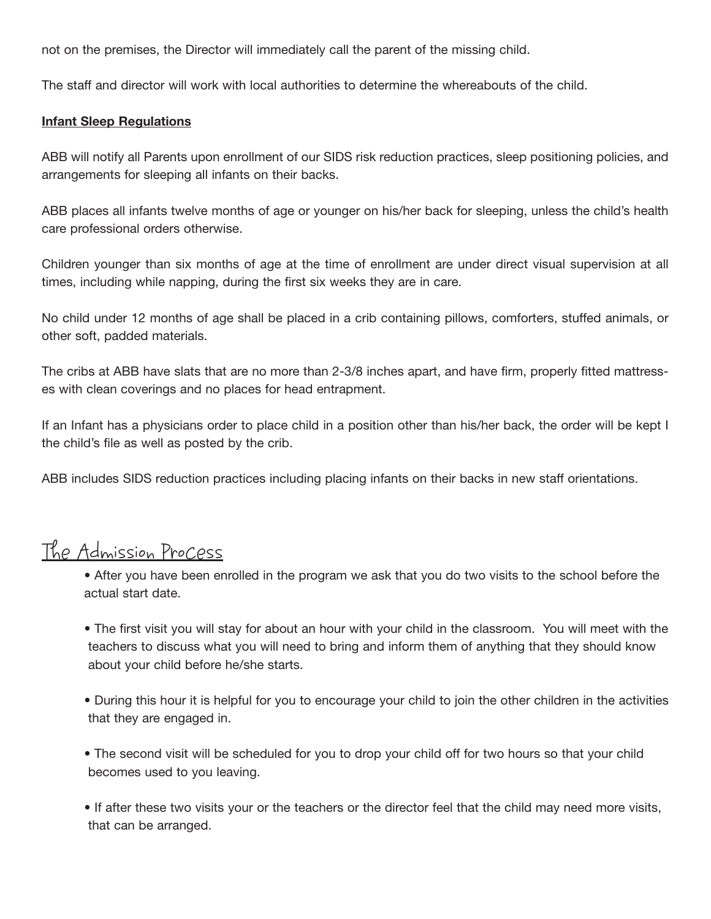not on the premises, the Director will immediately call the parent of the missing child.

The staff and director will work with local authorities to determine the whereabouts of the child.

**Infant Sleep Regulations**

ABB will notify all Parents upon enrollment of our SIDS risk reduction practices, sleep positioning policies, and arrangements for sleeping all infants on their backs.

ABB places all infants twelve months of age or younger on his/her back for sleeping, unless the child's health care professional orders otherwise.

Children younger than six months of age at the time of enrollment are under direct visual supervision at all times, including while napping, during the first six weeks they are in care.

No child under 12 months of age shall be placed in a crib containing pillows, comforters, stuffed animals, or other soft, padded materials.

The cribs at ABB have slats that are no more than 2-3/8 inches apart, and have firm, properly fitted mattresses with clean coverings and no places for head entrapment.

If an Infant has a physicians order to place child in a position other than his/her back, the order will be kept I the child's file as well as posted by the crib.

ABB includes SIDS reduction practices including placing infants on their backs in new staff orientations.

## The Admission Process

- After you have been enrolled in the program we ask that you do two visits to the school before the actual start date.
- The first visit you will stay for about an hour with your child in the classroom. You will meet with the teachers to discuss what you will need to bring and inform them of anything that they should know about your child before he/she starts.
- During this hour it is helpful for you to encourage your child to join the other children in the activities that they are engaged in.
- The second visit will be scheduled for you to drop your child off for two hours so that your child becomes used to you leaving.
- If after these two visits your or the teachers or the director feel that the child may need more visits, that can be arranged.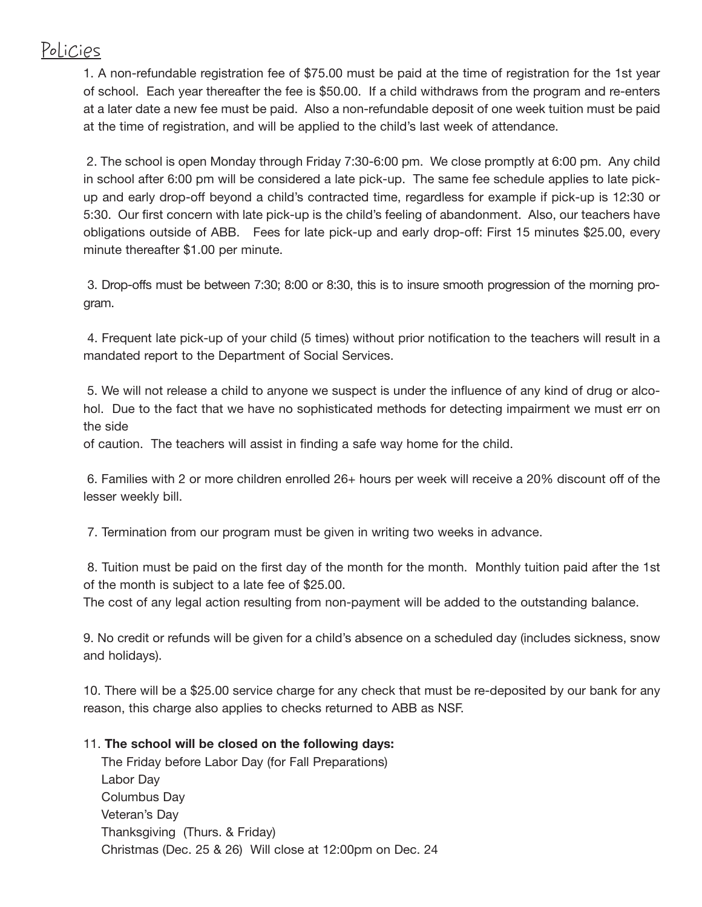# Policies

1. A non-refundable registration fee of $75.00 must be paid at the time of registration for the 1st year of school. Each year thereafter the fee is $50.00. If a child withdraws from the program and re-enters at a later date a new fee must be paid. Also a non-refundable deposit of one week tuition must be paid at the time of registration, and will be applied to the child's last week of attendance.

2. The school is open Monday through Friday 7:30-6:00 pm. We close promptly at 6:00 pm. Any child in school after 6:00 pm will be considered a late pick-up. The same fee schedule applies to late pick-up and early drop-off beyond a child's contracted time, regardless for example if pick-up is 12:30 or 5:30. Our first concern with late pick-up is the child's feeling of abandonment. Also, our teachers have obligations outside of ABB. Fees for late pick-up and early drop-off: First 15 minutes $25.00, every minute thereafter $1.00 per minute.

3. Drop-offs must be between 7:30; 8:00 or 8:30, this is to insure smooth progression of the morning program.

4. Frequent late pick-up of your child (5 times) without prior notification to the teachers will result in a mandated report to the Department of Social Services.

5. We will not release a child to anyone we suspect is under the influence of any kind of drug or alcohol. Due to the fact that we have no sophisticated methods for detecting impairment we must err on the side of caution. The teachers will assist in finding a safe way home for the child.

6. Families with 2 or more children enrolled 26+ hours per week will receive a 20% discount off of the lesser weekly bill.

7. Termination from our program must be given in writing two weeks in advance.

8. Tuition must be paid on the first day of the month for the month. Monthly tuition paid after the 1st of the month is subject to a late fee of $25.00.
The cost of any legal action resulting from non-payment will be added to the outstanding balance.

9. No credit or refunds will be given for a child's absence on a scheduled day (includes sickness, snow and holidays).

10. There will be a $25.00 service charge for any check that must be re-deposited by our bank for any reason, this charge also applies to checks returned to ABB as NSF.

11. **The school will be closed on the following days:**
The Friday before Labor Day (for Fall Preparations)
Labor Day
Columbus Day
Veteran's Day
Thanksgiving (Thurs. & Friday)
Christmas (Dec. 25 & 26) Will close at 12:00pm on Dec. 24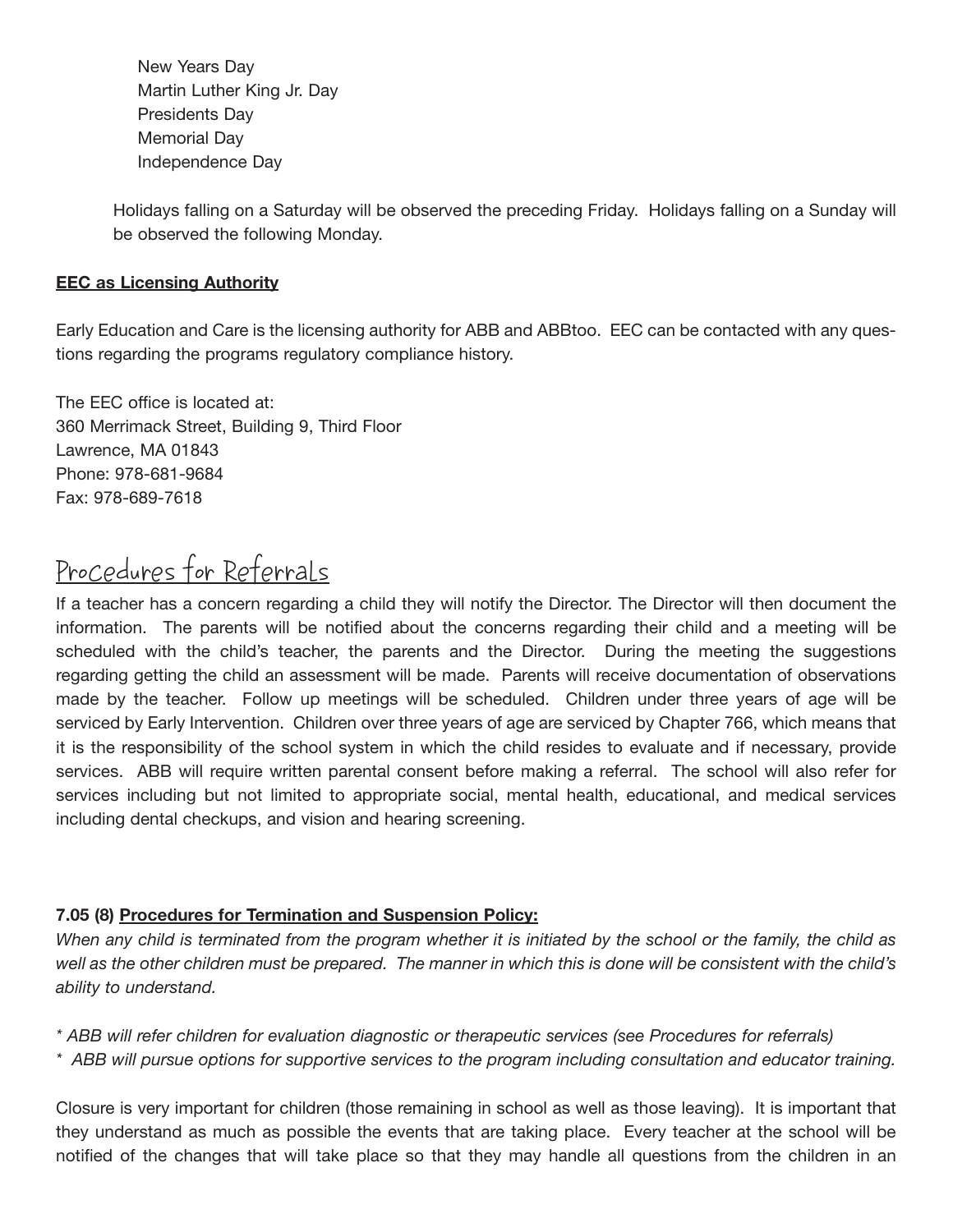New Years Day
Martin Luther King Jr. Day
Presidents Day
Memorial Day
Independence Day

Holidays falling on a Saturday will be observed the preceding Friday. Holidays falling on a Sunday will be observed the following Monday.

**EEC as Licensing Authority**

Early Education and Care is the licensing authority for ABB and ABBtoo. EEC can be contacted with any questions regarding the programs regulatory compliance history.

The EEC office is located at:
360 Merrimack Street, Building 9, Third Floor
Lawrence, MA 01843
Phone: 978-681-9684
Fax: 978-689-7618

## Procedures for Referrals

If a teacher has a concern regarding a child they will notify the Director. The Director will then document the information. The parents will be notified about the concerns regarding their child and a meeting will be scheduled with the child's teacher, the parents and the Director. During the meeting the suggestions regarding getting the child an assessment will be made. Parents will receive documentation of observations made by the teacher. Follow up meetings will be scheduled. Children under three years of age will be serviced by Early Intervention. Children over three years of age are serviced by Chapter 766, which means that it is the responsibility of the school system in which the child resides to evaluate and if necessary, provide services. ABB will require written parental consent before making a referral. The school will also refer for services including but not limited to appropriate social, mental health, educational, and medical services including dental checkups, and vision and hearing screening.

**7.05 (8) Procedures for Termination and Suspension Policy:**

*When any child is terminated from the program whether it is initiated by the school or the family, the child as well as the other children must be prepared. The manner in which this is done will be consistent with the child's ability to understand.*

*\* ABB will refer children for evaluation diagnostic or therapeutic services (see Procedures for referrals)*
*\* ABB will pursue options for supportive services to the program including consultation and educator training.*

Closure is very important for children (those remaining in school as well as those leaving). It is important that they understand as much as possible the events that are taking place. Every teacher at the school will be notified of the changes that will take place so that they may handle all questions from the children in an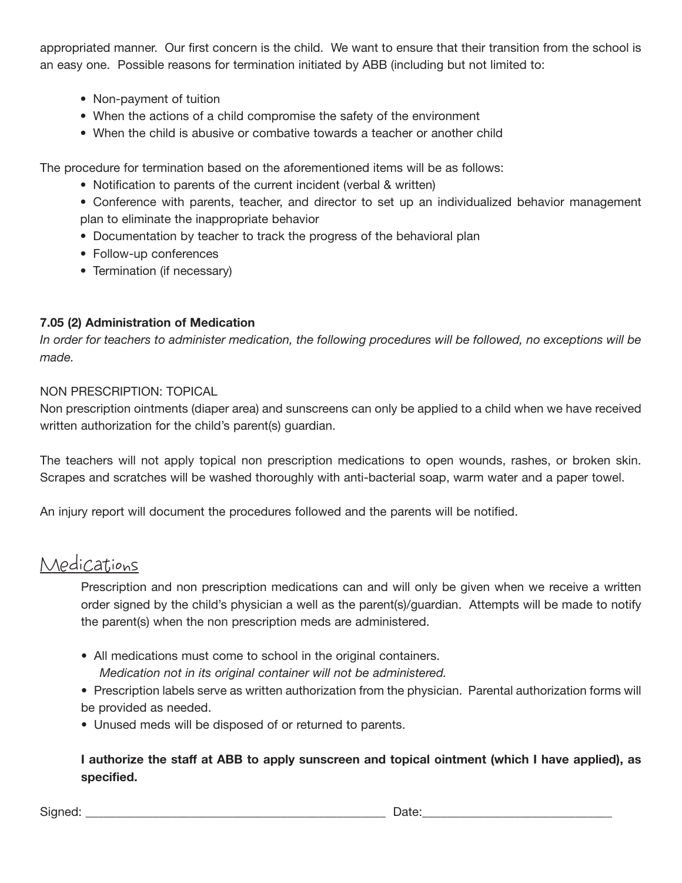appropriated manner. Our first concern is the child. We want to ensure that their transition from the school is an easy one. Possible reasons for termination initiated by ABB (including but not limited to:

- Non-payment of tuition
- When the actions of a child compromise the safety of the environment
- When the child is abusive or combative towards a teacher or another child

The procedure for termination based on the aforementioned items will be as follows:

- Notification to parents of the current incident (verbal & written)
- Conference with parents, teacher, and director to set up an individualized behavior management plan to eliminate the inappropriate behavior
- Documentation by teacher to track the progress of the behavioral plan
- Follow-up conferences
- Termination (if necessary)

**7.05 (2) Administration of Medication**

*In order for teachers to administer medication, the following procedures will be followed, no exceptions will be made.*

NON PRESCRIPTION: TOPICAL

Non prescription ointments (diaper area) and sunscreens can only be applied to a child when we have received written authorization for the child's parent(s) guardian.

The teachers will not apply topical non prescription medications to open wounds, rashes, or broken skin. Scrapes and scratches will be washed thoroughly with anti-bacterial soap, warm water and a paper towel.

An injury report will document the procedures followed and the parents will be notified.

## Medications

Prescription and non prescription medications can and will only be given when we receive a written order signed by the child's physician a well as the parent(s)/guardian. Attempts will be made to notify the parent(s) when the non prescription meds are administered.

- All medications must come to school in the original containers.
  *Medication not in its original container will not be administered.*
- Prescription labels serve as written authorization from the physician. Parental authorization forms will be provided as needed.
- Unused meds will be disposed of or returned to parents.

**I authorize the staff at ABB to apply sunscreen and topical ointment (which I have applied), as specified.**

Signed: ______________________________________________ Date:____________________________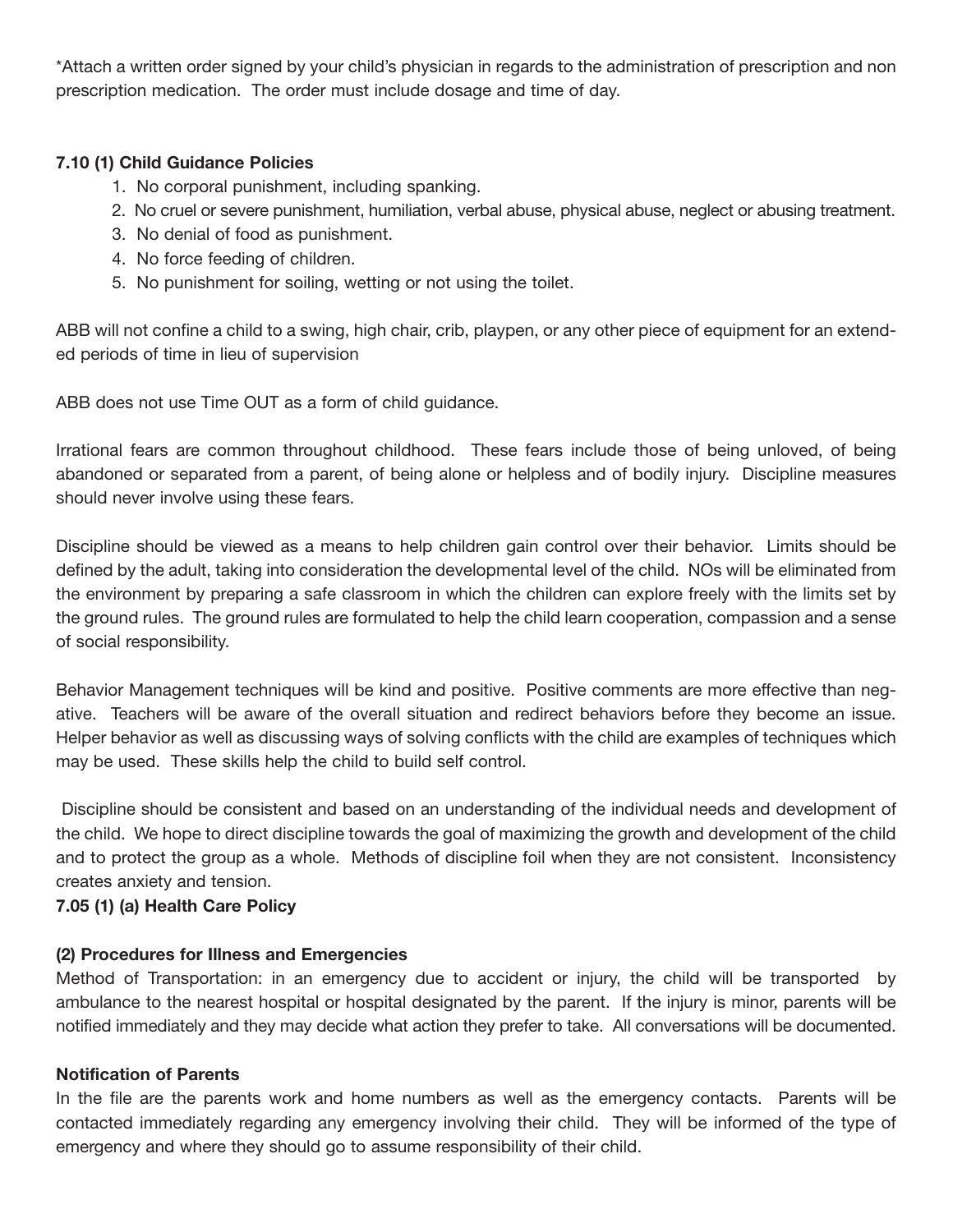*Attach a written order signed by your child's physician in regards to the administration of prescription and non prescription medication. The order must include dosage and time of day.

**7.10 (1) Child Guidance Policies**

1. No corporal punishment, including spanking.
2. No cruel or severe punishment, humiliation, verbal abuse, physical abuse, neglect or abusing treatment.
3. No denial of food as punishment.
4. No force feeding of children.
5. No punishment for soiling, wetting or not using the toilet.

ABB will not confine a child to a swing, high chair, crib, playpen, or any other piece of equipment for an extended periods of time in lieu of supervision

ABB does not use Time OUT as a form of child guidance.

Irrational fears are common throughout childhood. These fears include those of being unloved, of being abandoned or separated from a parent, of being alone or helpless and of bodily injury. Discipline measures should never involve using these fears.

Discipline should be viewed as a means to help children gain control over their behavior. Limits should be defined by the adult, taking into consideration the developmental level of the child. NOs will be eliminated from the environment by preparing a safe classroom in which the children can explore freely with the limits set by the ground rules. The ground rules are formulated to help the child learn cooperation, compassion and a sense of social responsibility.

Behavior Management techniques will be kind and positive. Positive comments are more effective than negative. Teachers will be aware of the overall situation and redirect behaviors before they become an issue. Helper behavior as well as discussing ways of solving conflicts with the child are examples of techniques which may be used. These skills help the child to build self control.

Discipline should be consistent and based on an understanding of the individual needs and development of the child. We hope to direct discipline towards the goal of maximizing the growth and development of the child and to protect the group as a whole. Methods of discipline foil when they are not consistent. Inconsistency creates anxiety and tension.

**7.05 (1) (a) Health Care Policy**

**(2) Procedures for Illness and Emergencies**

Method of Transportation: in an emergency due to accident or injury, the child will be transported by ambulance to the nearest hospital or hospital designated by the parent. If the injury is minor, parents will be notified immediately and they may decide what action they prefer to take. All conversations will be documented.

**Notification of Parents**

In the file are the parents work and home numbers as well as the emergency contacts. Parents will be contacted immediately regarding any emergency involving their child. They will be informed of the type of emergency and where they should go to assume responsibility of their child.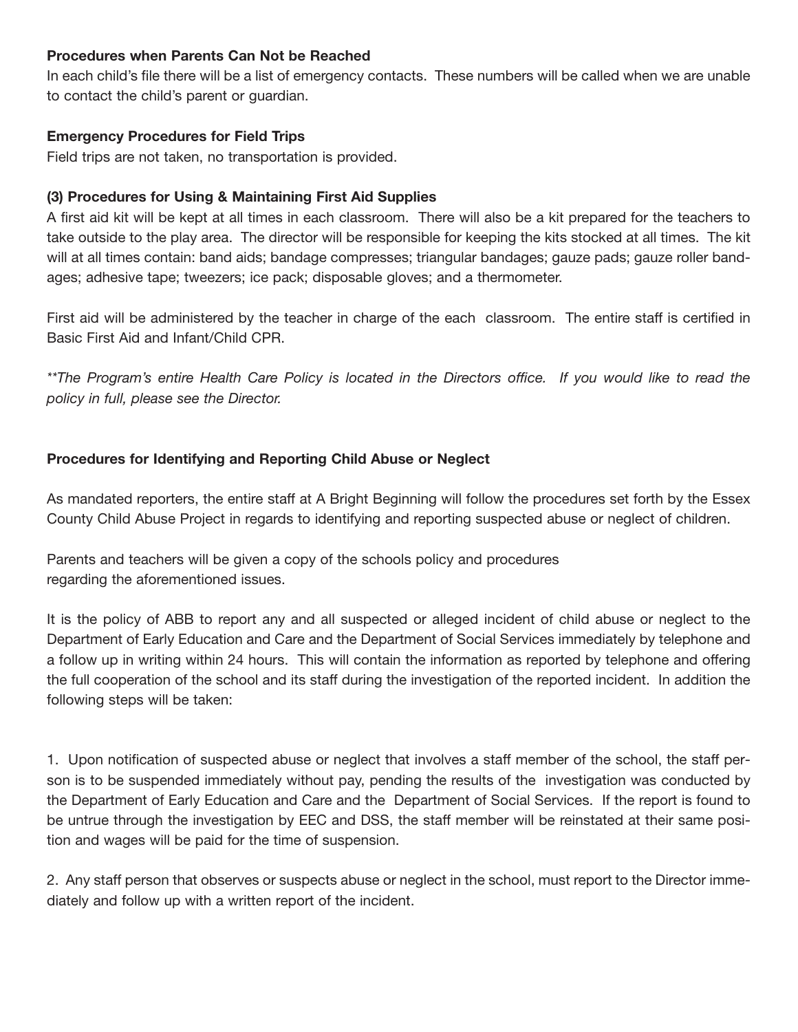**Procedures when Parents Can Not be Reached**

In each child's file there will be a list of emergency contacts. These numbers will be called when we are unable to contact the child's parent or guardian.

**Emergency Procedures for Field Trips**

Field trips are not taken, no transportation is provided.

**(3) Procedures for Using & Maintaining First Aid Supplies**

A first aid kit will be kept at all times in each classroom. There will also be a kit prepared for the teachers to take outside to the play area. The director will be responsible for keeping the kits stocked at all times. The kit will at all times contain: band aids; bandage compresses; triangular bandages; gauze pads; gauze roller bandages; adhesive tape; tweezers; ice pack; disposable gloves; and a thermometer.

First aid will be administered by the teacher in charge of the each classroom. The entire staff is certified in Basic First Aid and Infant/Child CPR.

*\*\*The Program's entire Health Care Policy is located in the Directors office. If you would like to read the policy in full, please see the Director.*

**Procedures for Identifying and Reporting Child Abuse or Neglect**

As mandated reporters, the entire staff at A Bright Beginning will follow the procedures set forth by the Essex County Child Abuse Project in regards to identifying and reporting suspected abuse or neglect of children.

Parents and teachers will be given a copy of the schools policy and procedures regarding the aforementioned issues.

It is the policy of ABB to report any and all suspected or alleged incident of child abuse or neglect to the Department of Early Education and Care and the Department of Social Services immediately by telephone and a follow up in writing within 24 hours. This will contain the information as reported by telephone and offering the full cooperation of the school and its staff during the investigation of the reported incident. In addition the following steps will be taken:

1. Upon notification of suspected abuse or neglect that involves a staff member of the school, the staff person is to be suspended immediately without pay, pending the results of the investigation was conducted by the Department of Early Education and Care and the Department of Social Services. If the report is found to be untrue through the investigation by EEC and DSS, the staff member will be reinstated at their same position and wages will be paid for the time of suspension.

2. Any staff person that observes or suspects abuse or neglect in the school, must report to the Director immediately and follow up with a written report of the incident.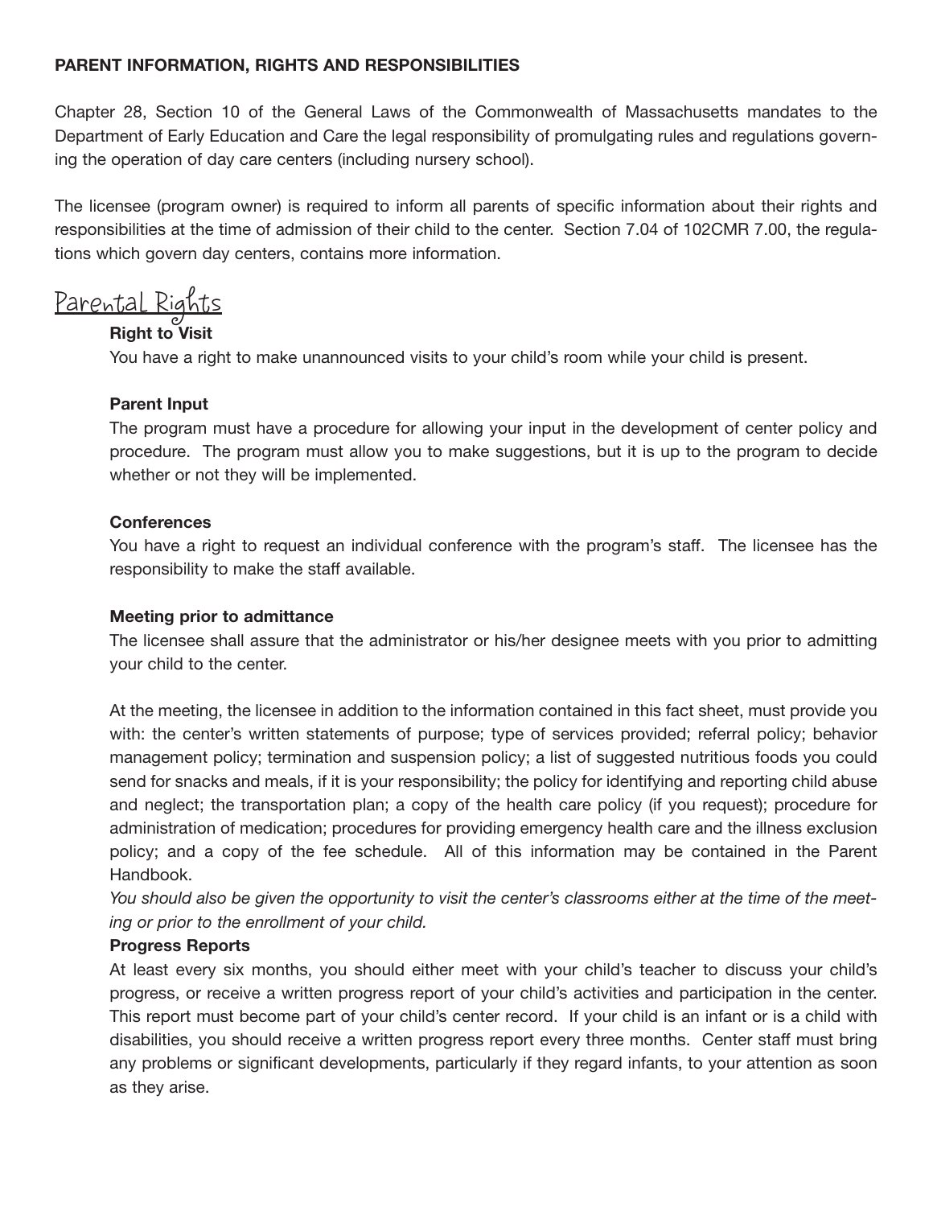## PARENT INFORMATION, RIGHTS AND RESPONSIBILITIES

Chapter 28, Section 10 of the General Laws of the Commonwealth of Massachusetts mandates to the Department of Early Education and Care the legal responsibility of promulgating rules and regulations governing the operation of day care centers (including nursery school).

The licensee (program owner) is required to inform all parents of specific information about their rights and responsibilities at the time of admission of their child to the center. Section 7.04 of 102CMR 7.00, the regulations which govern day centers, contains more information.

## Parental Rights

### Right to Visit

You have a right to make unannounced visits to your child's room while your child is present.

### Parent Input

The program must have a procedure for allowing your input in the development of center policy and procedure. The program must allow you to make suggestions, but it is up to the program to decide whether or not they will be implemented.

### Conferences

You have a right to request an individual conference with the program's staff. The licensee has the responsibility to make the staff available.

### Meeting prior to admittance

The licensee shall assure that the administrator or his/her designee meets with you prior to admitting your child to the center.

At the meeting, the licensee in addition to the information contained in this fact sheet, must provide you with: the center's written statements of purpose; type of services provided; referral policy; behavior management policy; termination and suspension policy; a list of suggested nutritious foods you could send for snacks and meals, if it is your responsibility; the policy for identifying and reporting child abuse and neglect; the transportation plan; a copy of the health care policy (if you request); procedure for administration of medication; procedures for providing emergency health care and the illness exclusion policy; and a copy of the fee schedule. All of this information may be contained in the Parent Handbook.

*You should also be given the opportunity to visit the center's classrooms either at the time of the meeting or prior to the enrollment of your child.*

### Progress Reports

At least every six months, you should either meet with your child's teacher to discuss your child's progress, or receive a written progress report of your child's activities and participation in the center. This report must become part of your child's center record. If your child is an infant or is a child with disabilities, you should receive a written progress report every three months. Center staff must bring any problems or significant developments, particularly if they regard infants, to your attention as soon as they arise.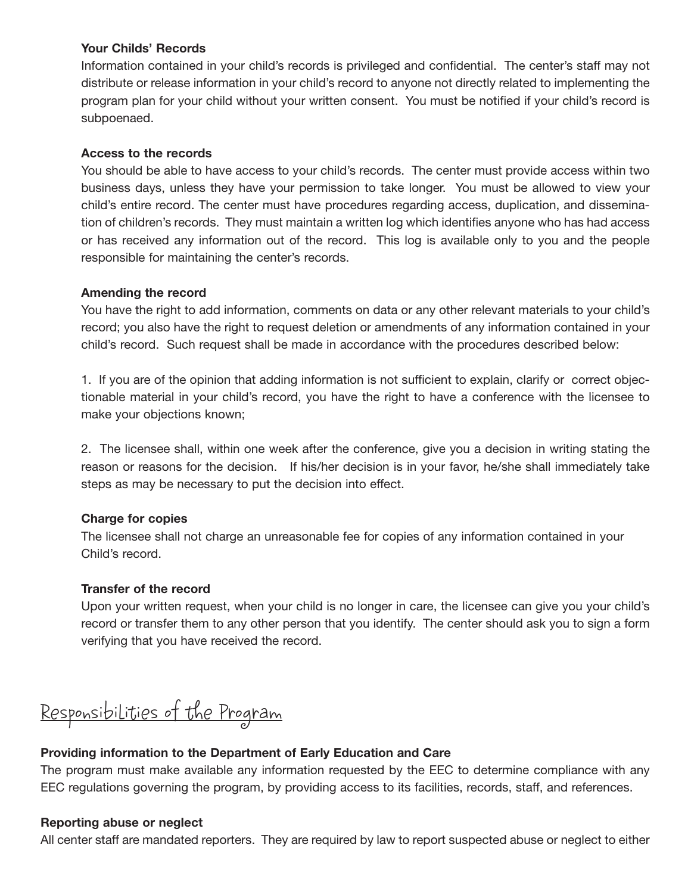### Your Childs' Records

Information contained in your child's records is privileged and confidential. The center's staff may not distribute or release information in your child's record to anyone not directly related to implementing the program plan for your child without your written consent. You must be notified if your child's record is subpoenaed.

### Access to the records

You should be able to have access to your child's records. The center must provide access within two business days, unless they have your permission to take longer. You must be allowed to view your child's entire record. The center must have procedures regarding access, duplication, and dissemination of children's records. They must maintain a written log which identifies anyone who has had access or has received any information out of the record. This log is available only to you and the people responsible for maintaining the center's records.

### Amending the record

You have the right to add information, comments on data or any other relevant materials to your child's record; you also have the right to request deletion or amendments of any information contained in your child's record. Such request shall be made in accordance with the procedures described below:

1. If you are of the opinion that adding information is not sufficient to explain, clarify or correct objectionable material in your child's record, you have the right to have a conference with the licensee to make your objections known;

2. The licensee shall, within one week after the conference, give you a decision in writing stating the reason or reasons for the decision. If his/her decision is in your favor, he/she shall immediately take steps as may be necessary to put the decision into effect.

### Charge for copies

The licensee shall not charge an unreasonable fee for copies of any information contained in your Child's record.

### Transfer of the record

Upon your written request, when your child is no longer in care, the licensee can give you your child's record or transfer them to any other person that you identify. The center should ask you to sign a form verifying that you have received the record.

## Responsibilities of the Program

### Providing information to the Department of Early Education and Care

The program must make available any information requested by the EEC to determine compliance with any EEC regulations governing the program, by providing access to its facilities, records, staff, and references.

### Reporting abuse or neglect

All center staff are mandated reporters. They are required by law to report suspected abuse or neglect to either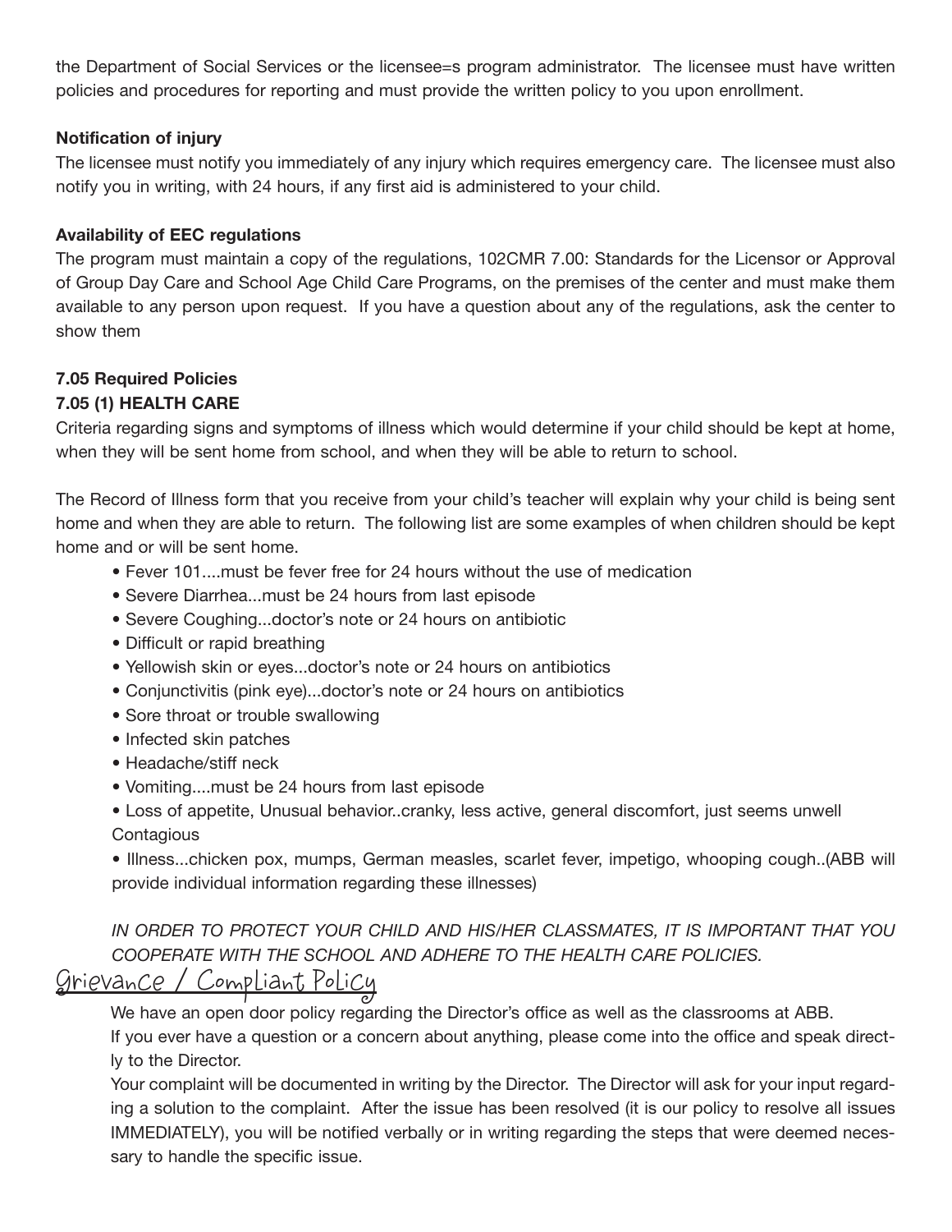the Department of Social Services or the licensee=s program administrator. The licensee must have written policies and procedures for reporting and must provide the written policy to you upon enrollment.

**Notification of injury**

The licensee must notify you immediately of any injury which requires emergency care. The licensee must also notify you in writing, with 24 hours, if any first aid is administered to your child.

**Availability of EEC regulations**

The program must maintain a copy of the regulations, 102CMR 7.00: Standards for the Licensor or Approval of Group Day Care and School Age Child Care Programs, on the premises of the center and must make them available to any person upon request. If you have a question about any of the regulations, ask the center to show them

**7.05 Required Policies**

**7.05 (1) HEALTH CARE**

Criteria regarding signs and symptoms of illness which would determine if your child should be kept at home, when they will be sent home from school, and when they will be able to return to school.

The Record of Illness form that you receive from your child's teacher will explain why your child is being sent home and when they are able to return. The following list are some examples of when children should be kept home and or will be sent home.

- Fever 101....must be fever free for 24 hours without the use of medication
- Severe Diarrhea...must be 24 hours from last episode
- Severe Coughing...doctor's note or 24 hours on antibiotic
- Difficult or rapid breathing
- Yellowish skin or eyes...doctor's note or 24 hours on antibiotics
- Conjunctivitis (pink eye)...doctor's note or 24 hours on antibiotics
- Sore throat or trouble swallowing
- Infected skin patches
- Headache/stiff neck
- Vomiting....must be 24 hours from last episode
- Loss of appetite, Unusual behavior..cranky, less active, general discomfort, just seems unwell Contagious
- Illness...chicken pox, mumps, German measles, scarlet fever, impetigo, whooping cough..(ABB will provide individual information regarding these illnesses)

*IN ORDER TO PROTECT YOUR CHILD AND HIS/HER CLASSMATES, IT IS IMPORTANT THAT YOU COOPERATE WITH THE SCHOOL AND ADHERE TO THE HEALTH CARE POLICIES.*

## Grievance / Compliant Policy

We have an open door policy regarding the Director's office as well as the classrooms at ABB.

If you ever have a question or a concern about anything, please come into the office and speak directly to the Director.

Your complaint will be documented in writing by the Director. The Director will ask for your input regarding a solution to the complaint. After the issue has been resolved (it is our policy to resolve all issues IMMEDIATELY), you will be notified verbally or in writing regarding the steps that were deemed necessary to handle the specific issue.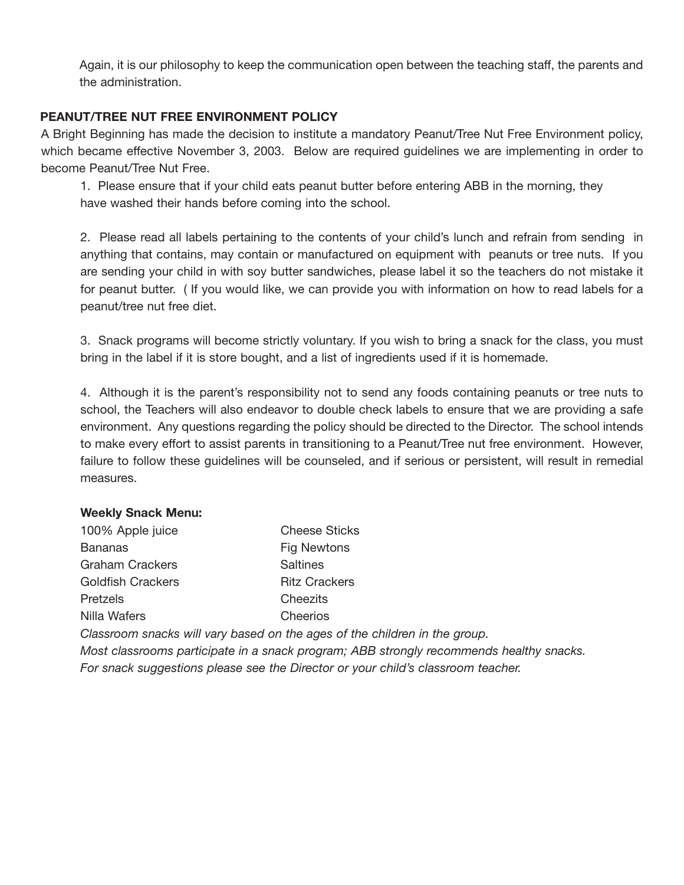Again, it is our philosophy to keep the communication open between the teaching staff, the parents and the administration.

**PEANUT/TREE NUT FREE ENVIRONMENT POLICY**

A Bright Beginning has made the decision to institute a mandatory Peanut/Tree Nut Free Environment policy, which became effective November 3, 2003. Below are required guidelines we are implementing in order to become Peanut/Tree Nut Free.

1. Please ensure that if your child eats peanut butter before entering ABB in the morning, they have washed their hands before coming into the school.

2. Please read all labels pertaining to the contents of your child's lunch and refrain from sending in anything that contains, may contain or manufactured on equipment with peanuts or tree nuts. If you are sending your child in with soy butter sandwiches, please label it so the teachers do not mistake it for peanut butter. ( If you would like, we can provide you with information on how to read labels for a peanut/tree nut free diet.

3. Snack programs will become strictly voluntary. If you wish to bring a snack for the class, you must bring in the label if it is store bought, and a list of ingredients used if it is homemade.

4. Although it is the parent's responsibility not to send any foods containing peanuts or tree nuts to school, the Teachers will also endeavor to double check labels to ensure that we are providing a safe environment. Any questions regarding the policy should be directed to the Director. The school intends to make every effort to assist parents in transitioning to a Peanut/Tree nut free environment. However, failure to follow these guidelines will be counseled, and if serious or persistent, will result in remedial measures.

**Weekly Snack Menu:**

| | |
|---|---|
| 100% Apple juice | Cheese Sticks |
| Bananas | Fig Newtons |
| Graham Crackers | Saltines |
| Goldfish Crackers | Ritz Crackers |
| Pretzels | Cheezits |
| Nilla Wafers | Cheerios |

*Classroom snacks will vary based on the ages of the children in the group.*
*Most classrooms participate in a snack program; ABB strongly recommends healthy snacks.*
*For snack suggestions please see the Director or your child's classroom teacher.*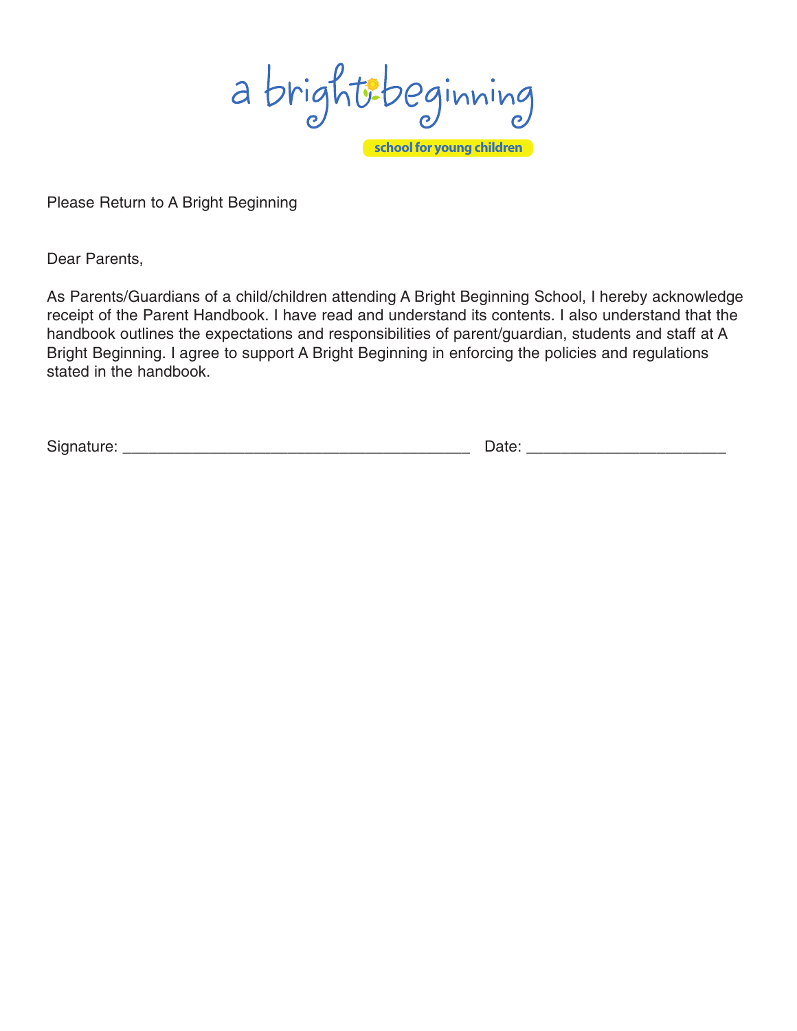a bright beginning

school for young children

Please Return to A Bright Beginning

Dear Parents,

As Parents/Guardians of a child/children attending A Bright Beginning School, I hereby acknowledge receipt of the Parent Handbook. I have read and understand its contents. I also understand that the handbook outlines the expectations and responsibilities of parent/guardian, students and staff at A Bright Beginning. I agree to support A Bright Beginning in enforcing the policies and regulations stated in the handbook.

Signature: ________________________________________ Date: _______________________